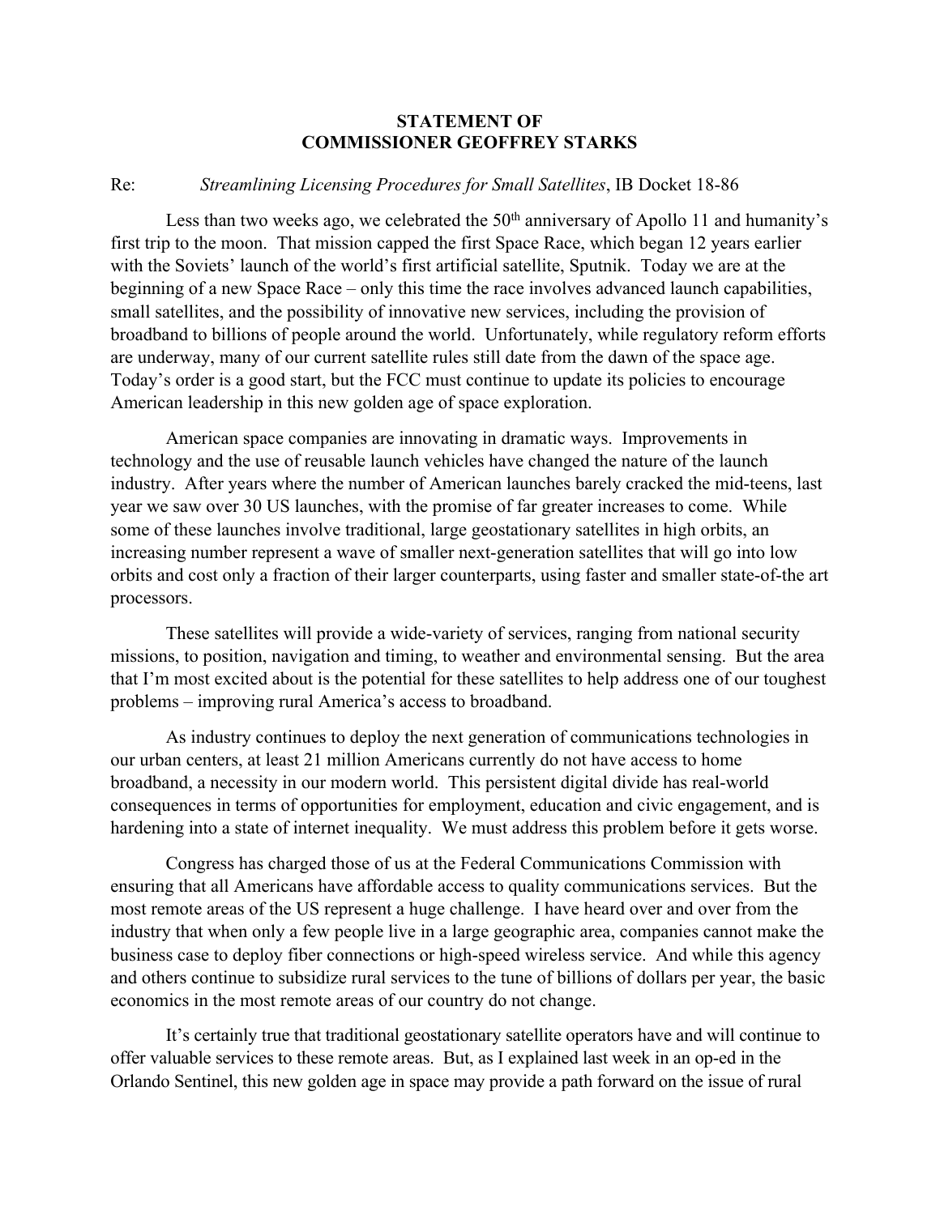**STATEMENT OF**
**COMMISSIONER GEOFFREY STARKS**

Re: *Streamlining Licensing Procedures for Small Satellites*, IB Docket 18-86

Less than two weeks ago, we celebrated the 50th anniversary of Apollo 11 and humanity's first trip to the moon. That mission capped the first Space Race, which began 12 years earlier with the Soviets' launch of the world's first artificial satellite, Sputnik. Today we are at the beginning of a new Space Race – only this time the race involves advanced launch capabilities, small satellites, and the possibility of innovative new services, including the provision of broadband to billions of people around the world. Unfortunately, while regulatory reform efforts are underway, many of our current satellite rules still date from the dawn of the space age. Today's order is a good start, but the FCC must continue to update its policies to encourage American leadership in this new golden age of space exploration.

American space companies are innovating in dramatic ways. Improvements in technology and the use of reusable launch vehicles have changed the nature of the launch industry. After years where the number of American launches barely cracked the mid-teens, last year we saw over 30 US launches, with the promise of far greater increases to come. While some of these launches involve traditional, large geostationary satellites in high orbits, an increasing number represent a wave of smaller next-generation satellites that will go into low orbits and cost only a fraction of their larger counterparts, using faster and smaller state-of-the art processors.

These satellites will provide a wide-variety of services, ranging from national security missions, to position, navigation and timing, to weather and environmental sensing. But the area that I'm most excited about is the potential for these satellites to help address one of our toughest problems – improving rural America's access to broadband.

As industry continues to deploy the next generation of communications technologies in our urban centers, at least 21 million Americans currently do not have access to home broadband, a necessity in our modern world. This persistent digital divide has real-world consequences in terms of opportunities for employment, education and civic engagement, and is hardening into a state of internet inequality. We must address this problem before it gets worse.

Congress has charged those of us at the Federal Communications Commission with ensuring that all Americans have affordable access to quality communications services. But the most remote areas of the US represent a huge challenge. I have heard over and over from the industry that when only a few people live in a large geographic area, companies cannot make the business case to deploy fiber connections or high-speed wireless service. And while this agency and others continue to subsidize rural services to the tune of billions of dollars per year, the basic economics in the most remote areas of our country do not change.

It's certainly true that traditional geostationary satellite operators have and will continue to offer valuable services to these remote areas. But, as I explained last week in an op-ed in the Orlando Sentinel, this new golden age in space may provide a path forward on the issue of rural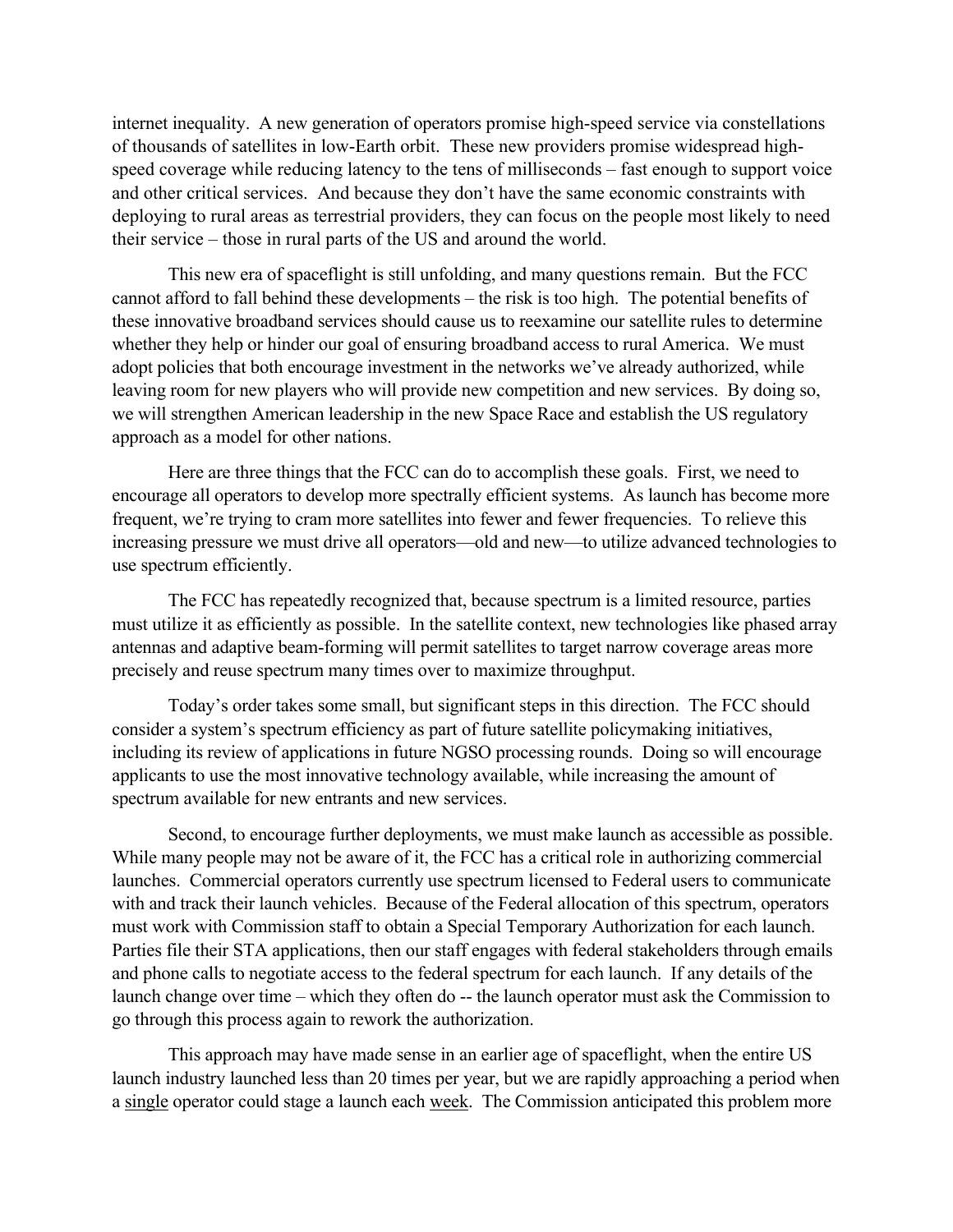internet inequality. A new generation of operators promise high-speed service via constellations of thousands of satellites in low-Earth orbit. These new providers promise widespread high-speed coverage while reducing latency to the tens of milliseconds – fast enough to support voice and other critical services. And because they don't have the same economic constraints with deploying to rural areas as terrestrial providers, they can focus on the people most likely to need their service – those in rural parts of the US and around the world.

This new era of spaceflight is still unfolding, and many questions remain. But the FCC cannot afford to fall behind these developments – the risk is too high. The potential benefits of these innovative broadband services should cause us to reexamine our satellite rules to determine whether they help or hinder our goal of ensuring broadband access to rural America. We must adopt policies that both encourage investment in the networks we've already authorized, while leaving room for new players who will provide new competition and new services. By doing so, we will strengthen American leadership in the new Space Race and establish the US regulatory approach as a model for other nations.

Here are three things that the FCC can do to accomplish these goals. First, we need to encourage all operators to develop more spectrally efficient systems. As launch has become more frequent, we're trying to cram more satellites into fewer and fewer frequencies. To relieve this increasing pressure we must drive all operators—old and new—to utilize advanced technologies to use spectrum efficiently.

The FCC has repeatedly recognized that, because spectrum is a limited resource, parties must utilize it as efficiently as possible. In the satellite context, new technologies like phased array antennas and adaptive beam-forming will permit satellites to target narrow coverage areas more precisely and reuse spectrum many times over to maximize throughput.

Today's order takes some small, but significant steps in this direction. The FCC should consider a system's spectrum efficiency as part of future satellite policymaking initiatives, including its review of applications in future NGSO processing rounds. Doing so will encourage applicants to use the most innovative technology available, while increasing the amount of spectrum available for new entrants and new services.

Second, to encourage further deployments, we must make launch as accessible as possible. While many people may not be aware of it, the FCC has a critical role in authorizing commercial launches. Commercial operators currently use spectrum licensed to Federal users to communicate with and track their launch vehicles. Because of the Federal allocation of this spectrum, operators must work with Commission staff to obtain a Special Temporary Authorization for each launch. Parties file their STA applications, then our staff engages with federal stakeholders through emails and phone calls to negotiate access to the federal spectrum for each launch. If any details of the launch change over time – which they often do -- the launch operator must ask the Commission to go through this process again to rework the authorization.

This approach may have made sense in an earlier age of spaceflight, when the entire US launch industry launched less than 20 times per year, but we are rapidly approaching a period when a <u>single</u> operator could stage a launch each <u>week</u>. The Commission anticipated this problem more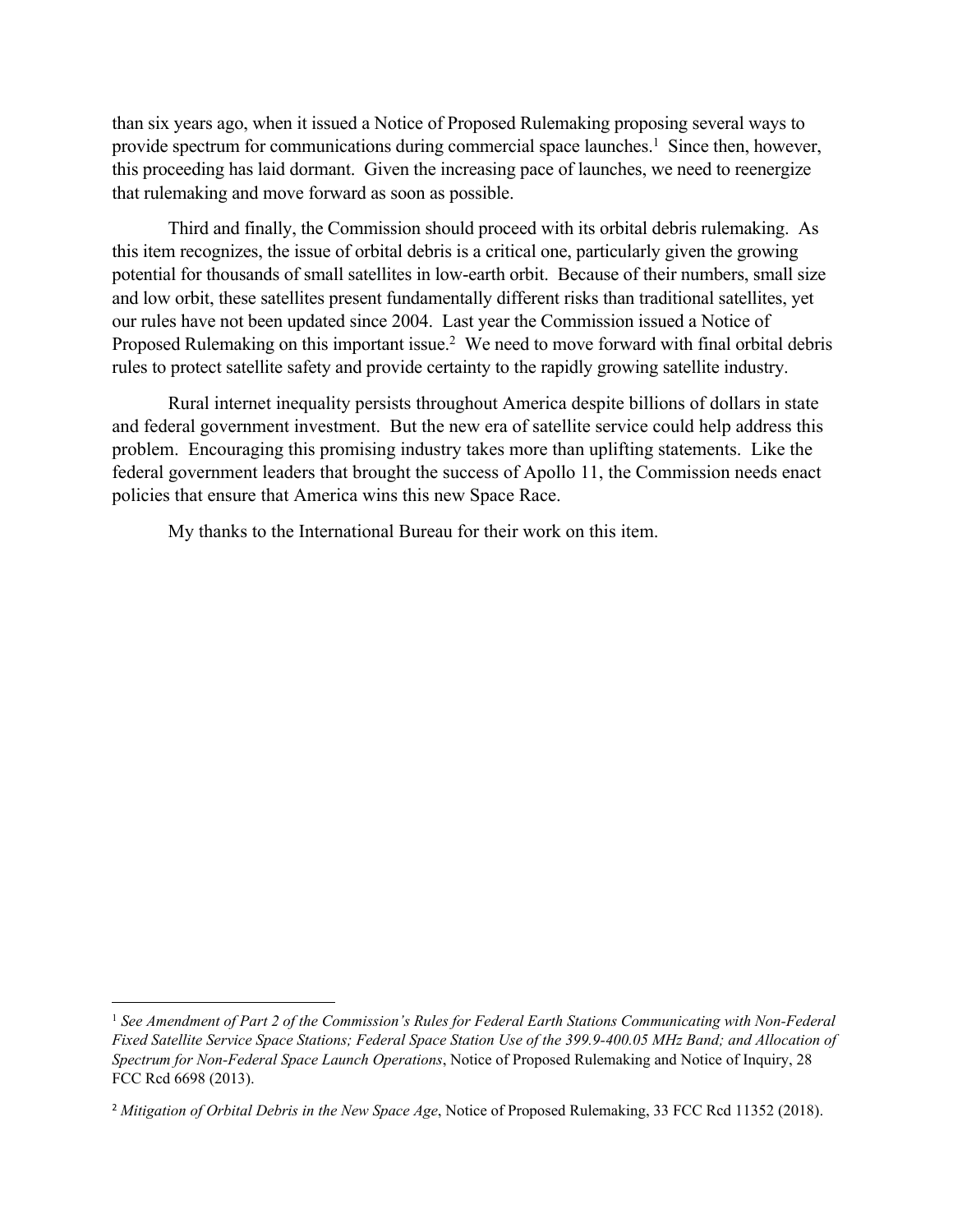than six years ago, when it issued a Notice of Proposed Rulemaking proposing several ways to provide spectrum for communications during commercial space launches.[1] Since then, however, this proceeding has laid dormant. Given the increasing pace of launches, we need to reenergize that rulemaking and move forward as soon as possible.

Third and finally, the Commission should proceed with its orbital debris rulemaking. As this item recognizes, the issue of orbital debris is a critical one, particularly given the growing potential for thousands of small satellites in low-earth orbit. Because of their numbers, small size and low orbit, these satellites present fundamentally different risks than traditional satellites, yet our rules have not been updated since 2004. Last year the Commission issued a Notice of Proposed Rulemaking on this important issue.[2] We need to move forward with final orbital debris rules to protect satellite safety and provide certainty to the rapidly growing satellite industry.

Rural internet inequality persists throughout America despite billions of dollars in state and federal government investment. But the new era of satellite service could help address this problem. Encouraging this promising industry takes more than uplifting statements. Like the federal government leaders that brought the success of Apollo 11, the Commission needs enact policies that ensure that America wins this new Space Race.

My thanks to the International Bureau for their work on this item.

---

[1] *See Amendment of Part 2 of the Commission's Rules for Federal Earth Stations Communicating with Non-Federal Fixed Satellite Service Space Stations; Federal Space Station Use of the 399.9-400.05 MHz Band; and Allocation of Spectrum for Non-Federal Space Launch Operations*, Notice of Proposed Rulemaking and Notice of Inquiry, 28 FCC Rcd 6698 (2013).

[2] *Mitigation of Orbital Debris in the New Space Age*, Notice of Proposed Rulemaking, 33 FCC Rcd 11352 (2018).